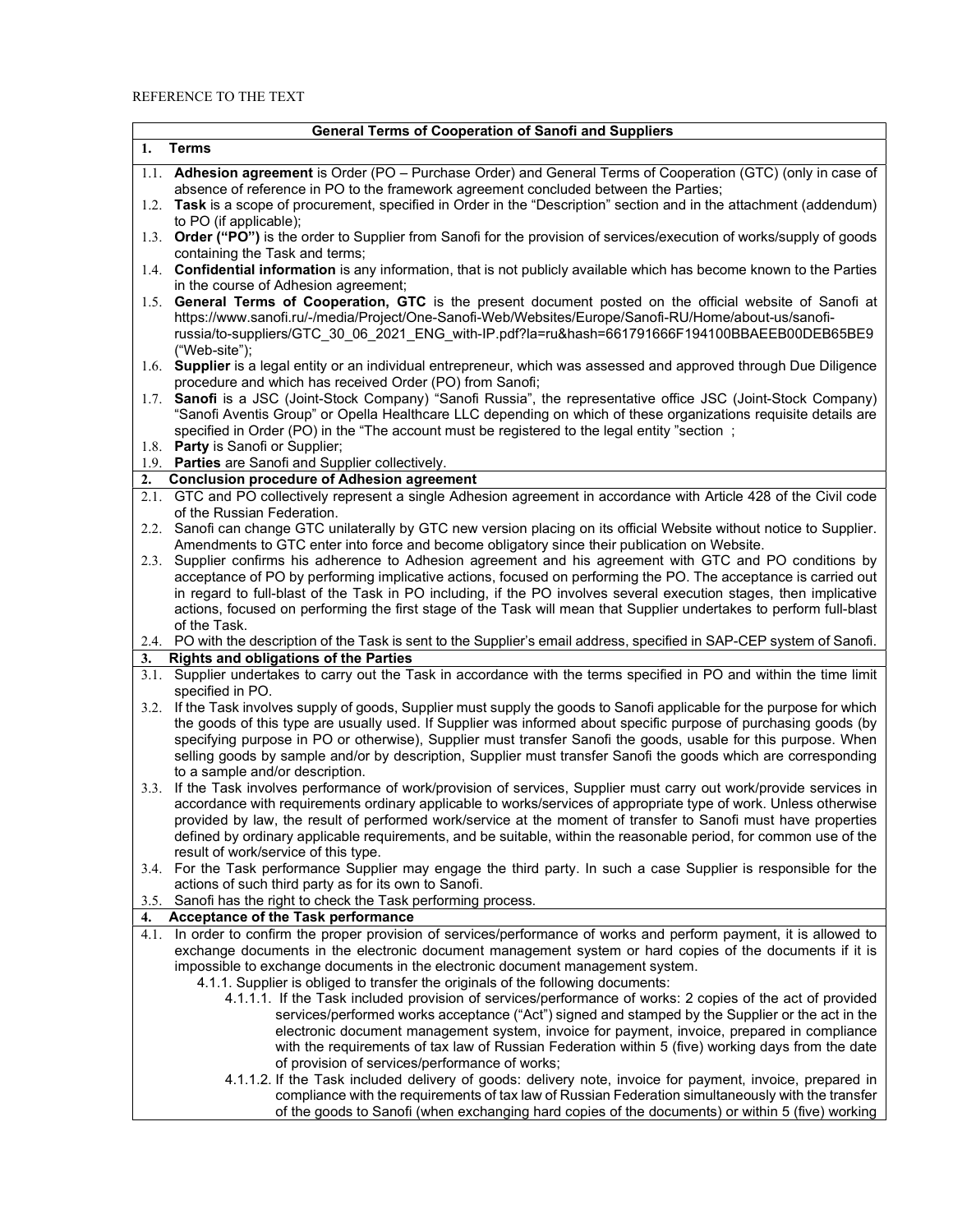REFERENCE TO THE TEXT

## General Terms of Cooperation of Sanofi and Suppliers

### 1. Terms

1.1. **Adhesion agreement** is Order (PO – Purchase Order) and General Terms of Cooperation (GTC) (only in case of absence of reference in PO to the framework agreement concluded between the Parties;

1.2. **Task** is a scope of procurement, specified in Order in the "Description" section and in the attachment (addendum) to PO (if applicable);

1.3. **Order ("PO")** is the order to Supplier from Sanofi for the provision of services/execution of works/supply of goods containing the Task and terms;

1.4. **Confidential information** is any information, that is not publicly available which has become known to the Parties in the course of Adhesion agreement;

1.5. **General Terms of Cooperation, GTC** is the present document posted on the official website of Sanofi at https://www.sanofi.ru/-/media/Project/One-Sanofi-Web/Websites/Europe/Sanofi-RU/Home/about-us/sanofi-russia/to-suppliers/GTC_30_06_2021_ENG_with-IP.pdf?la=ru&hash=661791666F194100BBAEEB00DEB65BE9 ("Web-site");

1.6. **Supplier** is a legal entity or an individual entrepreneur, which was assessed and approved through Due Diligence procedure and which has received Order (PO) from Sanofi;

1.7. **Sanofi** is a JSC (Joint-Stock Company) "Sanofi Russia", the representative office JSC (Joint-Stock Company) "Sanofi Aventis Group" or Opella Healthcare LLC depending on which of these organizations requisite details are specified in Order (PO) in the "The account must be registered to the legal entity "section ;

1.8. **Party** is Sanofi or Supplier;

1.9. **Parties** are Sanofi and Supplier collectively.

### 2. Conclusion procedure of Adhesion agreement

2.1. GTC and PO collectively represent a single Adhesion agreement in accordance with Article 428 of the Civil code of the Russian Federation.

2.2. Sanofi can change GTC unilaterally by GTC new version placing on its official Website without notice to Supplier. Amendments to GTC enter into force and become obligatory since their publication on Website.

2.3. Supplier confirms his adherence to Adhesion agreement and his agreement with GTC and PO conditions by acceptance of PO by performing implicative actions, focused on performing the PO. The acceptance is carried out in regard to full-blast of the Task in PO including, if the PO involves several execution stages, then implicative actions, focused on performing the first stage of the Task will mean that Supplier undertakes to perform full-blast of the Task.

2.4. PO with the description of the Task is sent to the Supplier's email address, specified in SAP-CEP system of Sanofi.

### 3. Rights and obligations of the Parties

3.1. Supplier undertakes to carry out the Task in accordance with the terms specified in PO and within the time limit specified in PO.

3.2. If the Task involves supply of goods, Supplier must supply the goods to Sanofi applicable for the purpose for which the goods of this type are usually used. If Supplier was informed about specific purpose of purchasing goods (by specifying purpose in PO or otherwise), Supplier must transfer Sanofi the goods, usable for this purpose. When selling goods by sample and/or by description, Supplier must transfer Sanofi the goods which are corresponding to a sample and/or description.

3.3. If the Task involves performance of work/provision of services, Supplier must carry out work/provide services in accordance with requirements ordinary applicable to works/services of appropriate type of work. Unless otherwise provided by law, the result of performed work/service at the moment of transfer to Sanofi must have properties defined by ordinary applicable requirements, and be suitable, within the reasonable period, for common use of the result of work/service of this type.

3.4. For the Task performance Supplier may engage the third party. In such a case Supplier is responsible for the actions of such third party as for its own to Sanofi.

3.5. Sanofi has the right to check the Task performing process.

### 4. Acceptance of the Task performance

4.1. In order to confirm the proper provision of services/performance of works and perform payment, it is allowed to exchange documents in the electronic document management system or hard copies of the documents if it is impossible to exchange documents in the electronic document management system.

4.1.1. Supplier is obliged to transfer the originals of the following documents:

4.1.1.1. If the Task included provision of services/performance of works: 2 copies of the act of provided services/performed works acceptance ("Act") signed and stamped by the Supplier or the act in the electronic document management system, invoice for payment, invoice, prepared in compliance with the requirements of tax law of Russian Federation within 5 (five) working days from the date of provision of services/performance of works;

4.1.1.2. If the Task included delivery of goods: delivery note, invoice for payment, invoice, prepared in compliance with the requirements of tax law of Russian Federation simultaneously with the transfer of the goods to Sanofi (when exchanging hard copies of the documents) or within 5 (five) working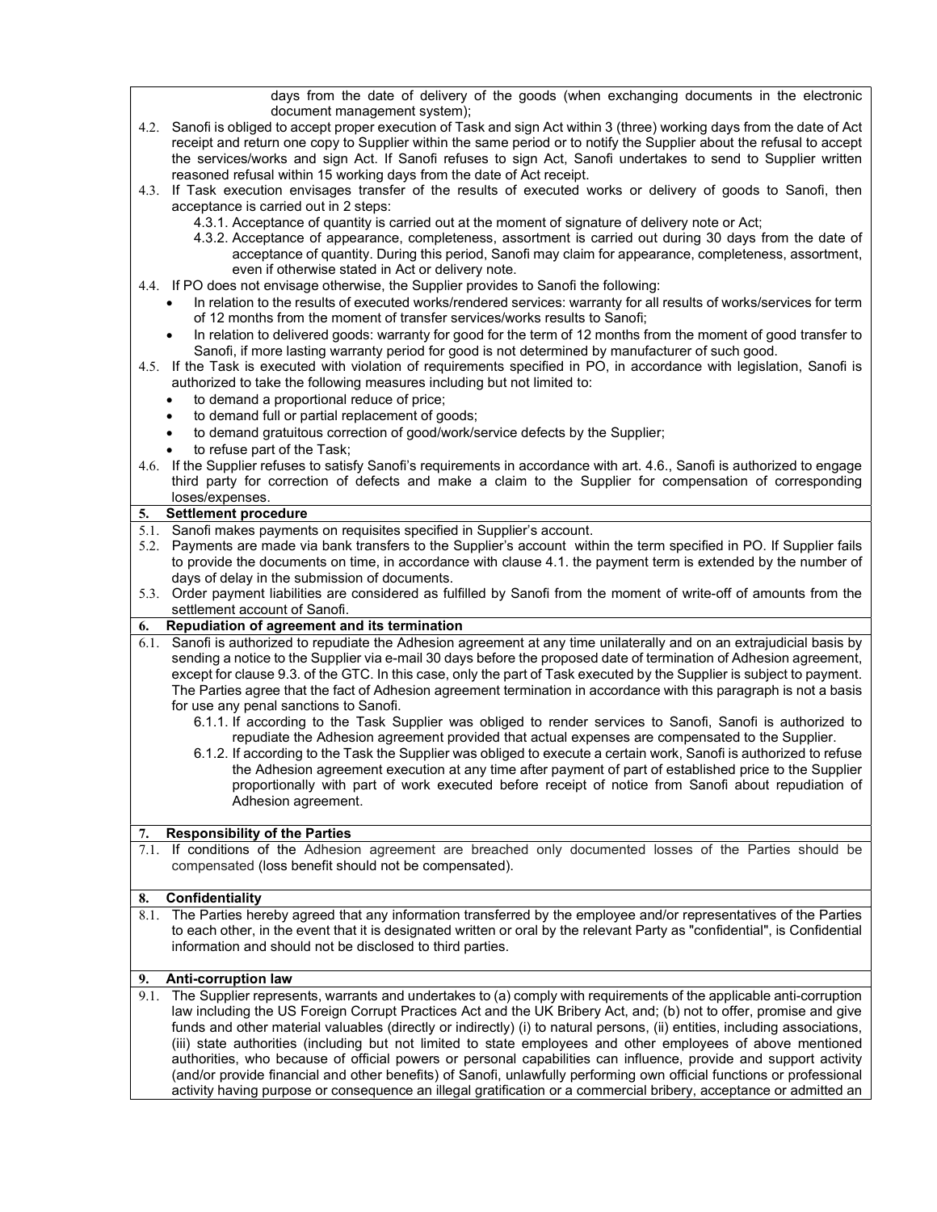days from the date of delivery of the goods (when exchanging documents in the electronic document management system);

4.2. Sanofi is obliged to accept proper execution of Task and sign Act within 3 (three) working days from the date of Act receipt and return one copy to Supplier within the same period or to notify the Supplier about the refusal to accept the services/works and sign Act. If Sanofi refuses to sign Act, Sanofi undertakes to send to Supplier written reasoned refusal within 15 working days from the date of Act receipt.

4.3. If Task execution envisages transfer of the results of executed works or delivery of goods to Sanofi, then acceptance is carried out in 2 steps:

4.3.1. Acceptance of quantity is carried out at the moment of signature of delivery note or Act;

4.3.2. Acceptance of appearance, completeness, assortment is carried out during 30 days from the date of acceptance of quantity. During this period, Sanofi may claim for appearance, completeness, assortment, even if otherwise stated in Act or delivery note.

4.4. If PO does not envisage otherwise, the Supplier provides to Sanofi the following:

- In relation to the results of executed works/rendered services: warranty for all results of works/services for term of 12 months from the moment of transfer services/works results to Sanofi;
- In relation to delivered goods: warranty for good for the term of 12 months from the moment of good transfer to Sanofi, if more lasting warranty period for good is not determined by manufacturer of such good.

4.5. If the Task is executed with violation of requirements specified in PO, in accordance with legislation, Sanofi is authorized to take the following measures including but not limited to:

- to demand a proportional reduce of price;
- to demand full or partial replacement of goods;
- to demand gratuitous correction of good/work/service defects by the Supplier;
- to refuse part of the Task;

4.6. If the Supplier refuses to satisfy Sanofi's requirements in accordance with art. 4.6., Sanofi is authorized to engage third party for correction of defects and make a claim to the Supplier for compensation of corresponding loses/expenses.

## 5. Settlement procedure

5.1. Sanofi makes payments on requisites specified in Supplier's account.

5.2. Payments are made via bank transfers to the Supplier's account within the term specified in PO. If Supplier fails to provide the documents on time, in accordance with clause 4.1. the payment term is extended by the number of days of delay in the submission of documents.

5.3. Order payment liabilities are considered as fulfilled by Sanofi from the moment of write-off of amounts from the settlement account of Sanofi.

## 6. Repudiation of agreement and its termination

6.1. Sanofi is authorized to repudiate the Adhesion agreement at any time unilaterally and on an extrajudicial basis by sending a notice to the Supplier via e-mail 30 days before the proposed date of termination of Adhesion agreement, except for clause 9.3. of the GTC. In this case, only the part of Task executed by the Supplier is subject to payment. The Parties agree that the fact of Adhesion agreement termination in accordance with this paragraph is not a basis for use any penal sanctions to Sanofi.

6.1.1. If according to the Task Supplier was obliged to render services to Sanofi, Sanofi is authorized to repudiate the Adhesion agreement provided that actual expenses are compensated to the Supplier.

6.1.2. If according to the Task the Supplier was obliged to execute a certain work, Sanofi is authorized to refuse the Adhesion agreement execution at any time after payment of part of established price to the Supplier proportionally with part of work executed before receipt of notice from Sanofi about repudiation of Adhesion agreement.

## 7. Responsibility of the Parties

7.1. If conditions of the Adhesion agreement are breached only documented losses of the Parties should be compensated (loss benefit should not be compensated).

## 8. Confidentiality

8.1. The Parties hereby agreed that any information transferred by the employee and/or representatives of the Parties to each other, in the event that it is designated written or oral by the relevant Party as "confidential", is Confidential information and should not be disclosed to third parties.

## 9. Anti-corruption law

9.1. The Supplier represents, warrants and undertakes to (a) comply with requirements of the applicable anti-corruption law including the US Foreign Corrupt Practices Act and the UK Bribery Act, and; (b) not to offer, promise and give funds and other material valuables (directly or indirectly) (i) to natural persons, (ii) entities, including associations, (iii) state authorities (including but not limited to state employees and other employees of above mentioned authorities, who because of official powers or personal capabilities can influence, provide and support activity (and/or provide financial and other benefits) of Sanofi, unlawfully performing own official functions or professional activity having purpose or consequence an illegal gratification or a commercial bribery, acceptance or admitted an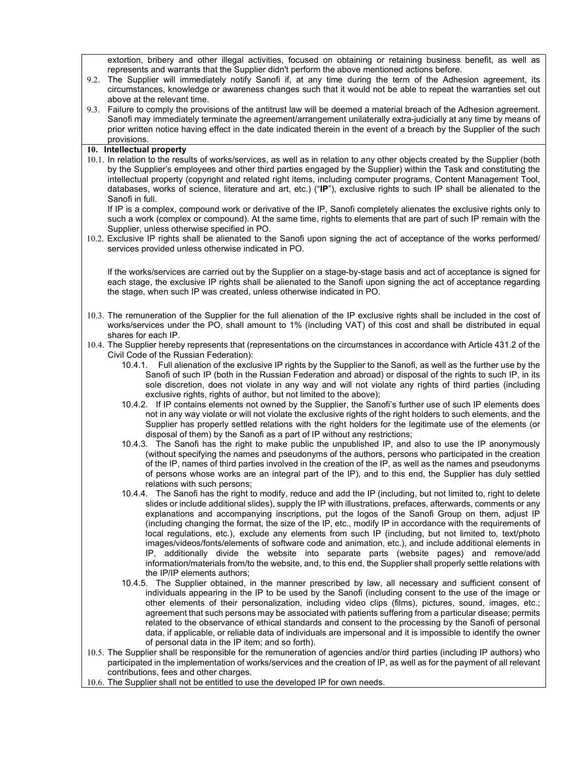extortion, bribery and other illegal activities, focused on obtaining or retaining business benefit, as well as represents and warrants that the Supplier didn't perform the above mentioned actions before.

9.2. The Supplier will immediately notify Sanofi if, at any time during the term of the Adhesion agreement, its circumstances, knowledge or awareness changes such that it would not be able to repeat the warranties set out above at the relevant time.

9.3. Failure to comply the provisions of the antitrust law will be deemed a material breach of the Adhesion agreement. Sanofi may immediately terminate the agreement/arrangement unilaterally extra-judicially at any time by means of prior written notice having effect in the date indicated therein in the event of a breach by the Supplier of the such provisions.

## 10. Intellectual property

10.1. In relation to the results of works/services, as well as in relation to any other objects created by the Supplier (both by the Supplier's employees and other third parties engaged by the Supplier) within the Task and constituting the intellectual property (copyright and related right items, including computer programs, Content Management Tool, databases, works of science, literature and art, etc.) ("**IP**"), exclusive rights to such IP shall be alienated to the Sanofi in full.

If IP is a complex, compound work or derivative of the IP, Sanofi completely alienates the exclusive rights only to such a work (complex or compound). At the same time, rights to elements that are part of such IP remain with the Supplier, unless otherwise specified in PO.

10.2. Exclusive IP rights shall be alienated to the Sanofi upon signing the act of acceptance of the works performed/ services provided unless otherwise indicated in PO.

If the works/services are carried out by the Supplier on a stage-by-stage basis and act of acceptance is signed for each stage, the exclusive IP rights shall be alienated to the Sanofi upon signing the act of acceptance regarding the stage, when such IP was created, unless otherwise indicated in PO.

10.3. The remuneration of the Supplier for the full alienation of the IP exclusive rights shall be included in the cost of works/services under the PO, shall amount to 1% (including VAT) of this cost and shall be distributed in equal shares for each IP.

10.4. The Supplier hereby represents that (representations on the circumstances in accordance with Article 431.2 of the Civil Code of the Russian Federation):

- 10.4.1. Full alienation of the exclusive IP rights by the Supplier to the Sanofi, as well as the further use by the Sanofi of such IP (both in the Russian Federation and abroad) or disposal of the rights to such IP, in its sole discretion, does not violate in any way and will not violate any rights of third parties (including exclusive rights, rights of author, but not limited to the above);
- 10.4.2. If IP contains elements not owned by the Supplier, the Sanofi's further use of such IP elements does not in any way violate or will not violate the exclusive rights of the right holders to such elements, and the Supplier has properly settled relations with the right holders for the legitimate use of the elements (or disposal of them) by the Sanofi as a part of IP without any restrictions;
- 10.4.3. The Sanofi has the right to make public the unpublished IP, and also to use the IP anonymously (without specifying the names and pseudonyms of the authors, persons who participated in the creation of the IP, names of third parties involved in the creation of the IP, as well as the names and pseudonyms of persons whose works are an integral part of the IP), and to this end, the Supplier has duly settled relations with such persons;
- 10.4.4. The Sanofi has the right to modify, reduce and add the IP (including, but not limited to, right to delete slides or include additional slides), supply the IP with illustrations, prefaces, afterwards, comments or any explanations and accompanying inscriptions, put the logos of the Sanofi Group on them, adjust IP (including changing the format, the size of the IP, etc., modify IP in accordance with the requirements of local regulations, etc.), exclude any elements from such IP (including, but not limited to, text/photo images/videos/fonts/elements of software code and animation, etc.), and include additional elements in IP, additionally divide the website into separate parts (website pages) and remove/add information/materials from/to the website, and, to this end, the Supplier shall properly settle relations with the IP/IP elements authors;
- 10.4.5. The Supplier obtained, in the manner prescribed by law, all necessary and sufficient consent of individuals appearing in the IP to be used by the Sanofi (including consent to the use of the image or other elements of their personalization, including video clips (films), pictures, sound, images, etc.; agreement that such persons may be associated with patients suffering from a particular disease; permits related to the observance of ethical standards and consent to the processing by the Sanofi of personal data, if applicable, or reliable data of individuals are impersonal and it is impossible to identify the owner of personal data in the IP item; and so forth).

10.5. The Supplier shall be responsible for the remuneration of agencies and/or third parties (including IP authors) who participated in the implementation of works/services and the creation of IP, as well as for the payment of all relevant contributions, fees and other charges.

10.6. The Supplier shall not be entitled to use the developed IP for own needs.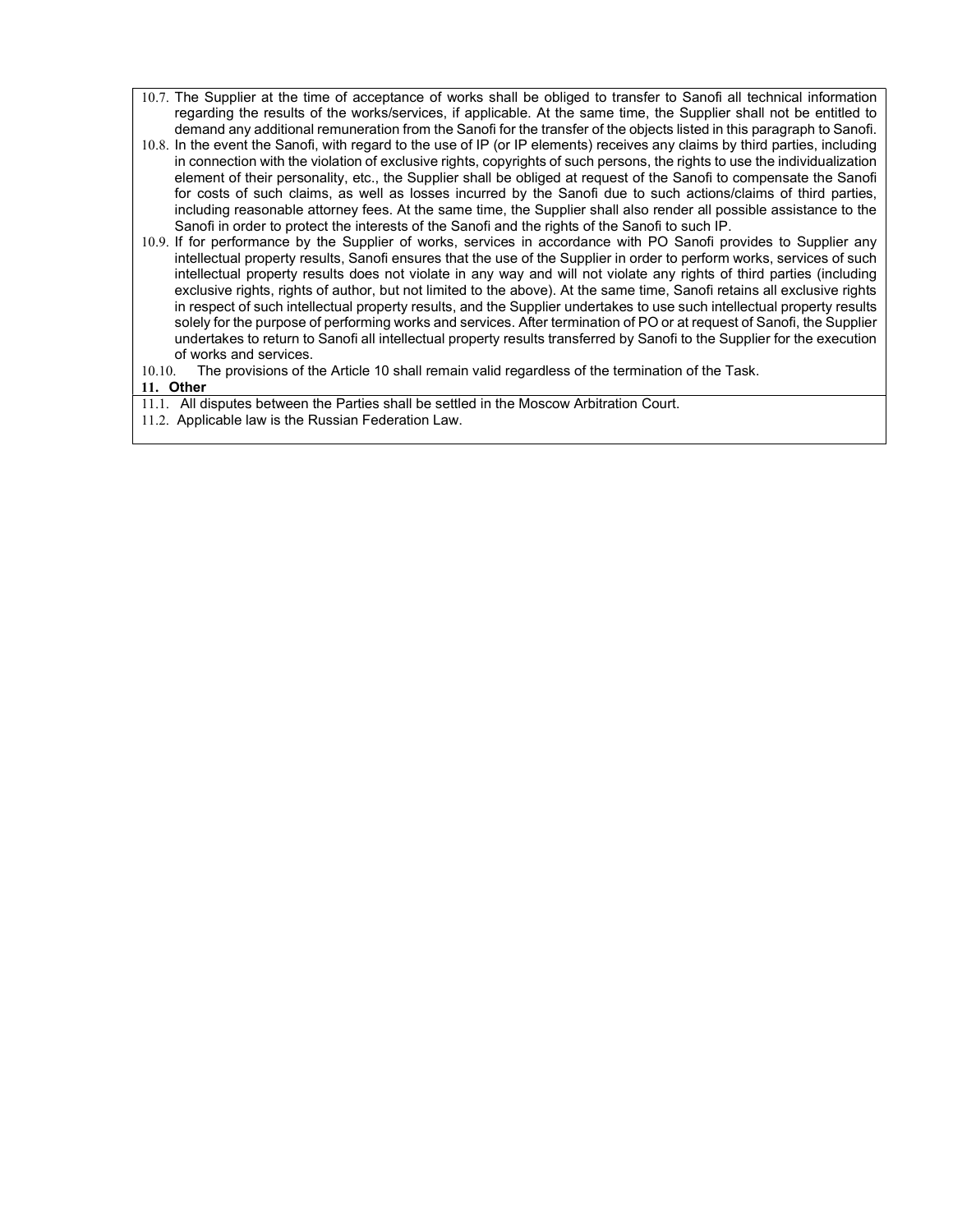10.7. The Supplier at the time of acceptance of works shall be obliged to transfer to Sanofi all technical information regarding the results of the works/services, if applicable. At the same time, the Supplier shall not be entitled to demand any additional remuneration from the Sanofi for the transfer of the objects listed in this paragraph to Sanofi.

10.8. In the event the Sanofi, with regard to the use of IP (or IP elements) receives any claims by third parties, including in connection with the violation of exclusive rights, copyrights of such persons, the rights to use the individualization element of their personality, etc., the Supplier shall be obliged at request of the Sanofi to compensate the Sanofi for costs of such claims, as well as losses incurred by the Sanofi due to such actions/claims of third parties, including reasonable attorney fees. At the same time, the Supplier shall also render all possible assistance to the Sanofi in order to protect the interests of the Sanofi and the rights of the Sanofi to such IP.

10.9. If for performance by the Supplier of works, services in accordance with PO Sanofi provides to Supplier any intellectual property results, Sanofi ensures that the use of the Supplier in order to perform works, services of such intellectual property results does not violate in any way and will not violate any rights of third parties (including exclusive rights, rights of author, but not limited to the above). At the same time, Sanofi retains all exclusive rights in respect of such intellectual property results, and the Supplier undertakes to use such intellectual property results solely for the purpose of performing works and services. After termination of PO or at request of Sanofi, the Supplier undertakes to return to Sanofi all intellectual property results transferred by Sanofi to the Supplier for the execution of works and services.

10.10. The provisions of the Article 10 shall remain valid regardless of the termination of the Task.

**11. Other**

11.1. All disputes between the Parties shall be settled in the Moscow Arbitration Court.

11.2. Applicable law is the Russian Federation Law.